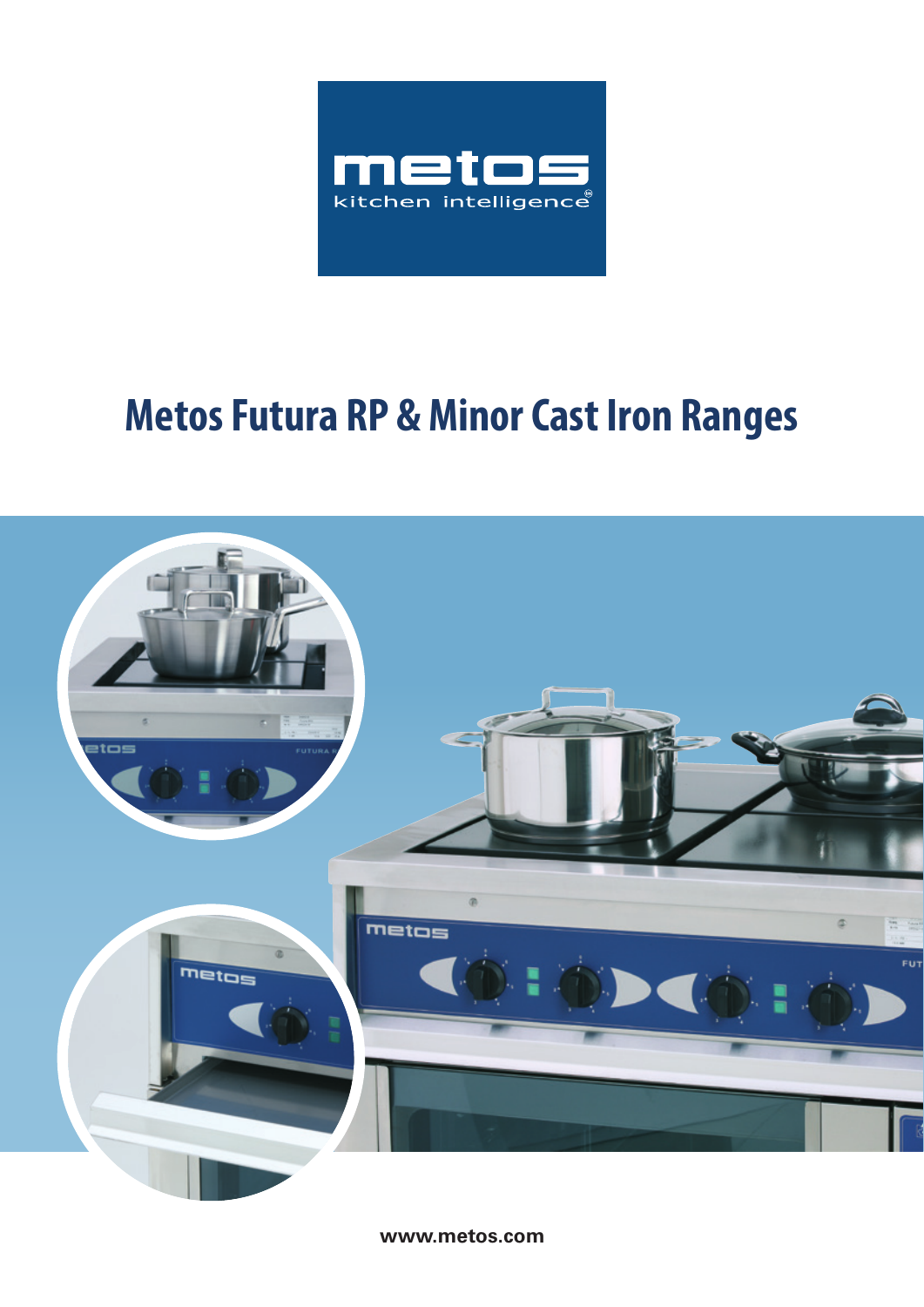metos

kitchen intelligence

# Metos Futura RP & Minor Cast Iron Ranges

www.metos.com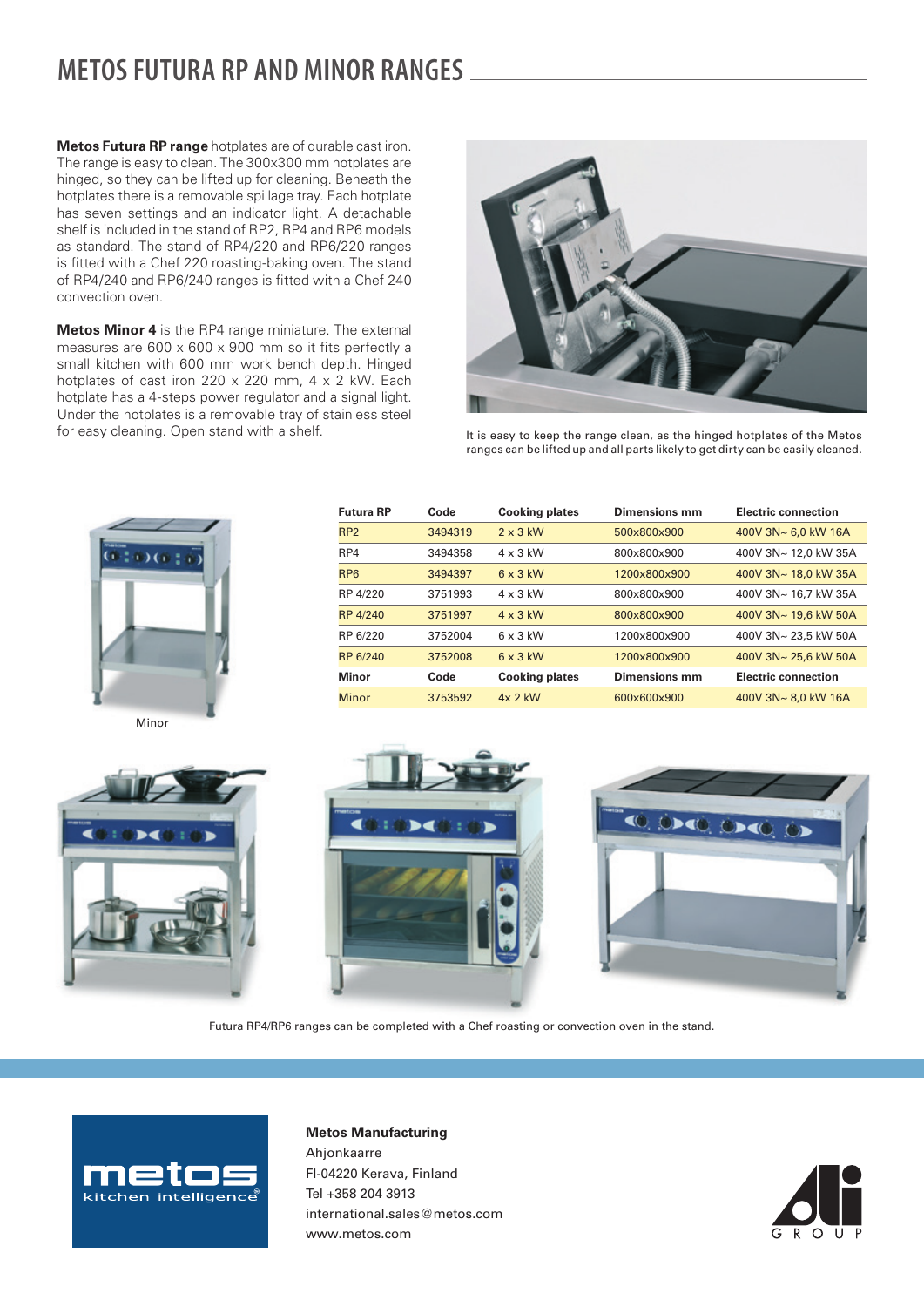# METOS FUTURA RP AND MINOR RANGES

**Metos Futura RP range** hotplates are of durable cast iron. The range is easy to clean. The 300x300 mm hotplates are hinged, so they can be lifted up for cleaning. Beneath the hotplates there is a removable spillage tray. Each hotplate has seven settings and an indicator light. A detachable shelf is included in the stand of RP2, RP4 and RP6 models as standard. The stand of RP4/220 and RP6/220 ranges is fitted with a Chef 220 roasting-baking oven. The stand of RP4/240 and RP6/240 ranges is fitted with a Chef 240 convection oven.

**Metos Minor 4** is the RP4 range miniature. The external measures are 600 x 600 x 900 mm so it fits perfectly a small kitchen with 600 mm work bench depth. Hinged hotplates of cast iron 220 x 220 mm, 4 x 2 kW. Each hotplate has a 4-steps power regulator and a signal light. Under the hotplates is a removable tray of stainless steel for easy cleaning. Open stand with a shelf.

It is easy to keep the range clean, as the hinged hotplates of the Metos ranges can be lifted up and all parts likely to get dirty can be easily cleaned.

Minor

| Futura RP | Code | Cooking plates | Dimensions mm | Electric connection |
|---|---|---|---|---|
| RP2 | 3494319 | 2 x 3 kW | 500x800x900 | 400V 3N~ 6,0 kW 16A |
| RP4 | 3494358 | 4 x 3 kW | 800x800x900 | 400V 3N~ 12,0 kW 35A |
| RP6 | 3494397 | 6 x 3 kW | 1200x800x900 | 400V 3N~ 18,0 kW 35A |
| RP 4/220 | 3751993 | 4 x 3 kW | 800x800x900 | 400V 3N~ 16,7 kW 35A |
| RP 4/240 | 3751997 | 4 x 3 kW | 800x800x900 | 400V 3N~ 19,6 kW 50A |
| RP 6/220 | 3752004 | 6 x 3 kW | 1200x800x900 | 400V 3N~ 23,5 kW 50A |
| RP 6/240 | 3752008 | 6 x 3 kW | 1200x800x900 | 400V 3N~ 25,6 kW 50A |
| **Minor** | **Code** | **Cooking plates** | **Dimensions mm** | **Electric connection** |
| Minor | 3753592 | 4x 2 kW | 600x600x900 | 400V 3N~ 8,0 kW 16A |

Futura RP4/RP6 ranges can be completed with a Chef roasting or convection oven in the stand.

**Metos Manufacturing**
Ahjonkaarre
FI-04220 Kerava, Finland
Tel +358 204 3913
international.sales@metos.com
www.metos.com